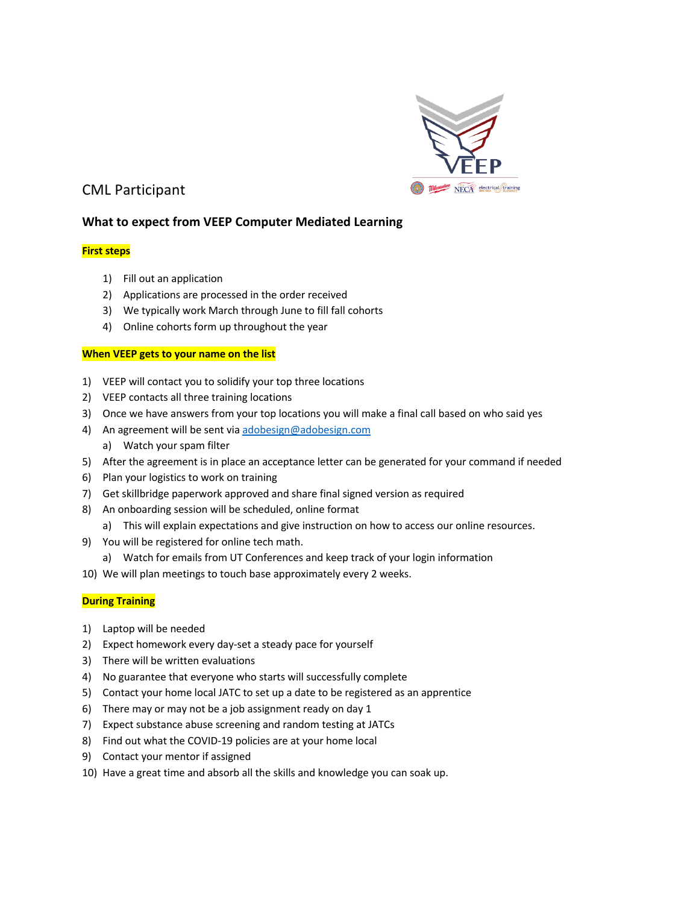CML Participant

## What to expect from VEEP Computer Mediated Learning

**First steps**

1) Fill out an application
2) Applications are processed in the order received
3) We typically work March through June to fill fall cohorts
4) Online cohorts form up throughout the year

**When VEEP gets to your name on the list**

1) VEEP will contact you to solidify your top three locations
2) VEEP contacts all three training locations
3) Once we have answers from your top locations you will make a final call based on who said yes
4) An agreement will be sent via adobesign@adobesign.com
   a) Watch your spam filter
5) After the agreement is in place an acceptance letter can be generated for your command if needed
6) Plan your logistics to work on training
7) Get skillbridge paperwork approved and share final signed version as required
8) An onboarding session will be scheduled, online format
   a) This will explain expectations and give instruction on how to access our online resources.
9) You will be registered for online tech math.
   a) Watch for emails from UT Conferences and keep track of your login information
10) We will plan meetings to touch base approximately every 2 weeks.

**During Training**

1) Laptop will be needed
2) Expect homework every day-set a steady pace for yourself
3) There will be written evaluations
4) No guarantee that everyone who starts will successfully complete
5) Contact your home local JATC to set up a date to be registered as an apprentice
6) There may or may not be a job assignment ready on day 1
7) Expect substance abuse screening and random testing at JATCs
8) Find out what the COVID-19 policies are at your home local
9) Contact your mentor if assigned
10) Have a great time and absorb all the skills and knowledge you can soak up.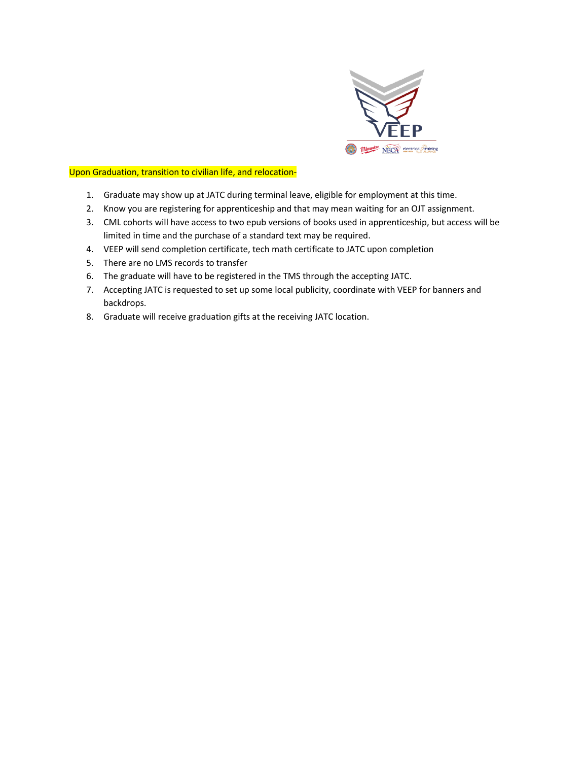Upon Graduation, transition to civilian life, and relocation-

1. Graduate may show up at JATC during terminal leave, eligible for employment at this time.
2. Know you are registering for apprenticeship and that may mean waiting for an OJT assignment.
3. CML cohorts will have access to two epub versions of books used in apprenticeship, but access will be limited in time and the purchase of a standard text may be required.
4. VEEP will send completion certificate, tech math certificate to JATC upon completion
5. There are no LMS records to transfer
6. The graduate will have to be registered in the TMS through the accepting JATC.
7. Accepting JATC is requested to set up some local publicity, coordinate with VEEP for banners and backdrops.
8. Graduate will receive graduation gifts at the receiving JATC location.